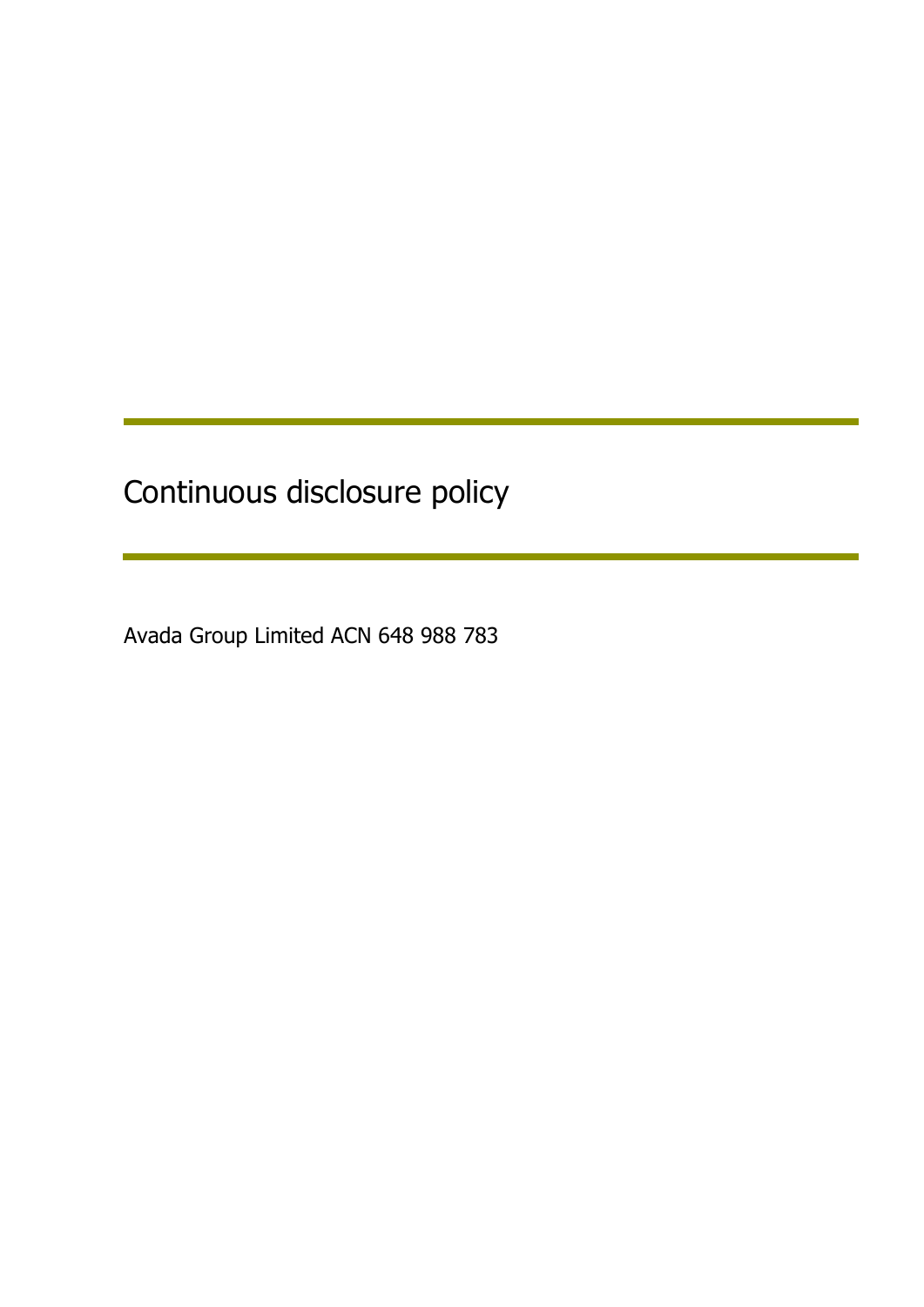# Continuous disclosure policy

Avada Group Limited ACN 648 988 783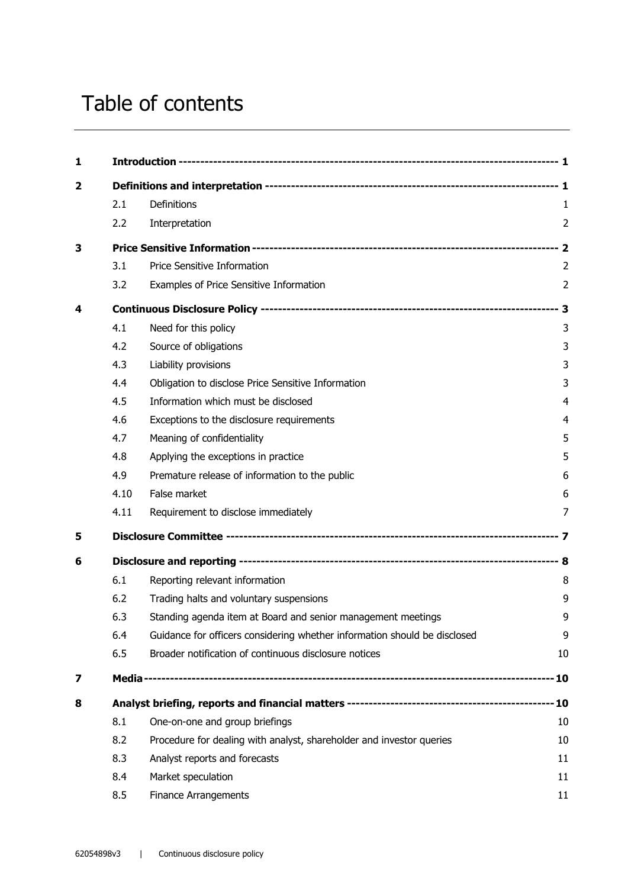# Table of contents

| | | | |
|---|---|---|---|
| **1** | **Introduction** | | **1** |
| **2** | **Definitions and interpretation** | | **1** |
| | 2.1 | Definitions | 1 |
| | 2.2 | Interpretation | 2 |
| **3** | **Price Sensitive Information** | | **2** |
| | 3.1 | Price Sensitive Information | 2 |
| | 3.2 | Examples of Price Sensitive Information | 2 |
| **4** | **Continuous Disclosure Policy** | | **3** |
| | 4.1 | Need for this policy | 3 |
| | 4.2 | Source of obligations | 3 |
| | 4.3 | Liability provisions | 3 |
| | 4.4 | Obligation to disclose Price Sensitive Information | 3 |
| | 4.5 | Information which must be disclosed | 4 |
| | 4.6 | Exceptions to the disclosure requirements | 4 |
| | 4.7 | Meaning of confidentiality | 5 |
| | 4.8 | Applying the exceptions in practice | 5 |
| | 4.9 | Premature release of information to the public | 6 |
| | 4.10 | False market | 6 |
| | 4.11 | Requirement to disclose immediately | 7 |
| **5** | **Disclosure Committee** | | **7** |
| **6** | **Disclosure and reporting** | | **8** |
| | 6.1 | Reporting relevant information | 8 |
| | 6.2 | Trading halts and voluntary suspensions | 9 |
| | 6.3 | Standing agenda item at Board and senior management meetings | 9 |
| | 6.4 | Guidance for officers considering whether information should be disclosed | 9 |
| | 6.5 | Broader notification of continuous disclosure notices | 10 |
| **7** | **Media** | | **10** |
| **8** | **Analyst briefing, reports and financial matters** | | **10** |
| | 8.1 | One-on-one and group briefings | 10 |
| | 8.2 | Procedure for dealing with analyst, shareholder and investor queries | 10 |
| | 8.3 | Analyst reports and forecasts | 11 |
| | 8.4 | Market speculation | 11 |
| | 8.5 | Finance Arrangements | 11 |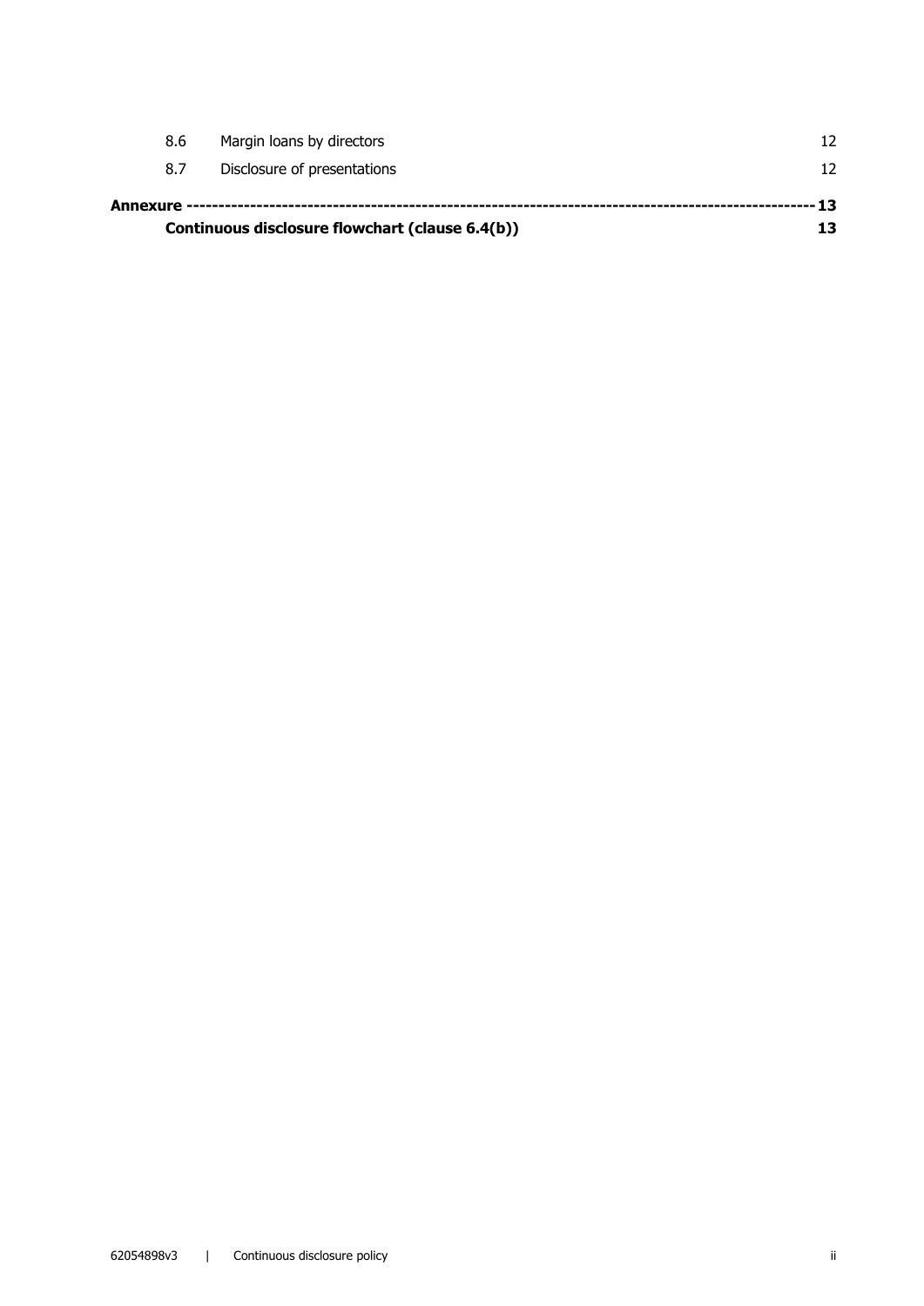| | | |
|---|---|---|
| 8.6 | Margin loans by directors | 12 |
| 8.7 | Disclosure of presentations | 12 |

**Annexure ---------------------------------------------------------------------------------------------------13**

**Continuous disclosure flowchart (clause 6.4(b)) 13**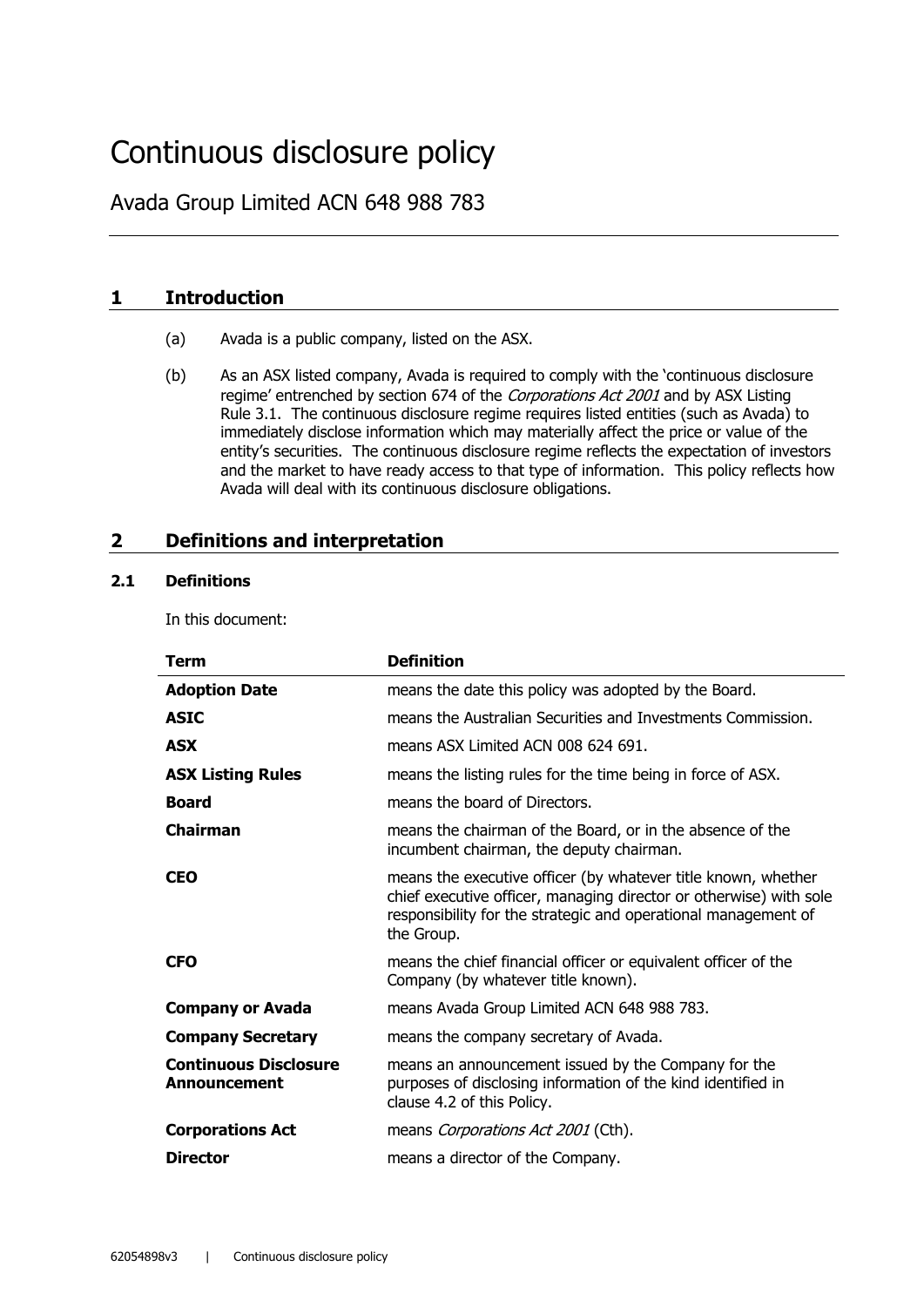# Continuous disclosure policy

## Avada Group Limited ACN 648 988 783

## 1 Introduction

(a) Avada is a public company, listed on the ASX.

(b) As an ASX listed company, Avada is required to comply with the 'continuous disclosure regime' entrenched by section 674 of the *Corporations Act 2001* and by ASX Listing Rule 3.1. The continuous disclosure regime requires listed entities (such as Avada) to immediately disclose information which may materially affect the price or value of the entity's securities. The continuous disclosure regime reflects the expectation of investors and the market to have ready access to that type of information. This policy reflects how Avada will deal with its continuous disclosure obligations.

## 2 Definitions and interpretation

### 2.1 Definitions

In this document:

| Term | Definition |
|---|---|
| **Adoption Date** | means the date this policy was adopted by the Board. |
| **ASIC** | means the Australian Securities and Investments Commission. |
| **ASX** | means ASX Limited ACN 008 624 691. |
| **ASX Listing Rules** | means the listing rules for the time being in force of ASX. |
| **Board** | means the board of Directors. |
| **Chairman** | means the chairman of the Board, or in the absence of the incumbent chairman, the deputy chairman. |
| **CEO** | means the executive officer (by whatever title known, whether chief executive officer, managing director or otherwise) with sole responsibility for the strategic and operational management of the Group. |
| **CFO** | means the chief financial officer or equivalent officer of the Company (by whatever title known). |
| **Company or Avada** | means Avada Group Limited ACN 648 988 783. |
| **Company Secretary** | means the company secretary of Avada. |
| **Continuous Disclosure Announcement** | means an announcement issued by the Company for the purposes of disclosing information of the kind identified in clause 4.2 of this Policy. |
| **Corporations Act** | means *Corporations Act 2001* (Cth). |
| **Director** | means a director of the Company. |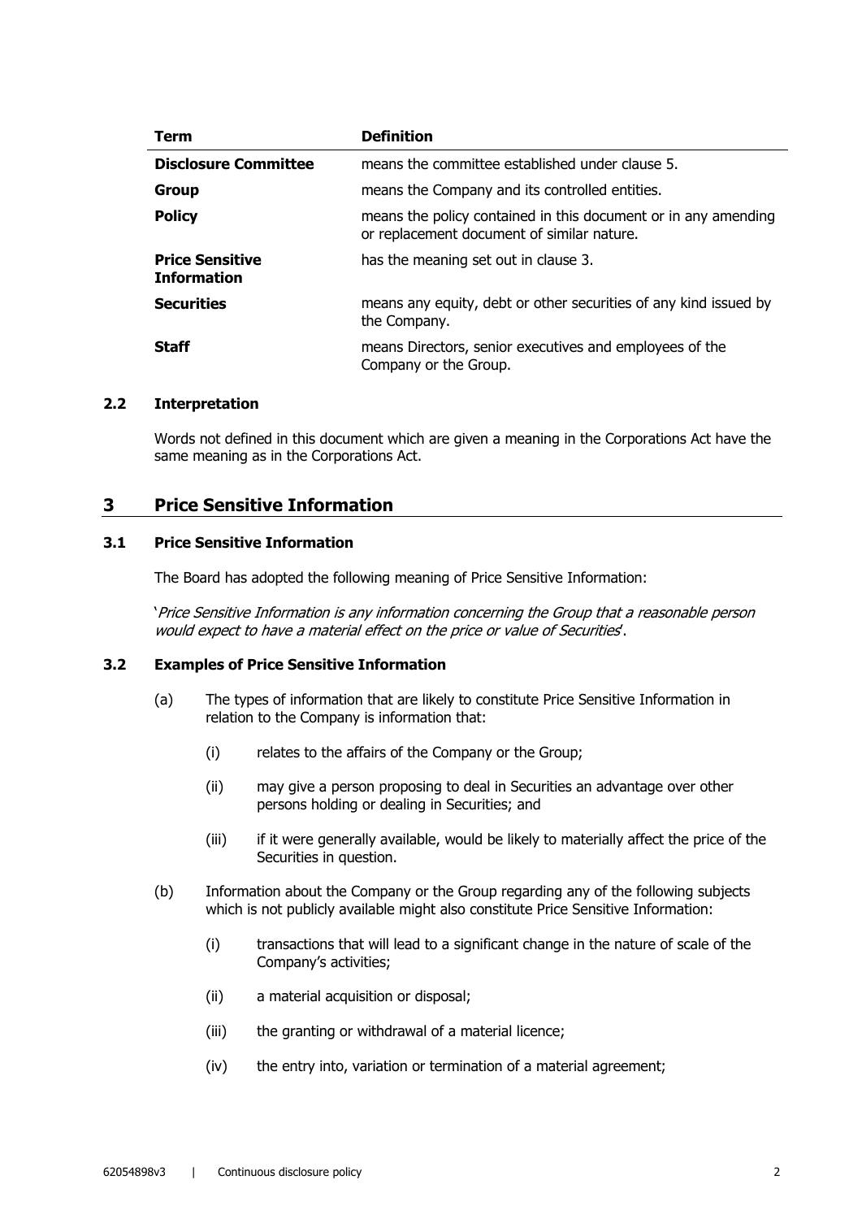| Term | Definition |
| --- | --- |
| **Disclosure Committee** | means the committee established under clause 5. |
| **Group** | means the Company and its controlled entities. |
| **Policy** | means the policy contained in this document or in any amending or replacement document of similar nature. |
| **Price Sensitive Information** | has the meaning set out in clause 3. |
| **Securities** | means any equity, debt or other securities of any kind issued by the Company. |
| **Staff** | means Directors, senior executives and employees of the Company or the Group. |

### 2.2 Interpretation

Words not defined in this document which are given a meaning in the Corporations Act have the same meaning as in the Corporations Act.

## 3 Price Sensitive Information

### 3.1 Price Sensitive Information

The Board has adopted the following meaning of Price Sensitive Information:

'*Price Sensitive Information is any information concerning the Group that a reasonable person would expect to have a material effect on the price or value of Securities*'.

### 3.2 Examples of Price Sensitive Information

(a) The types of information that are likely to constitute Price Sensitive Information in relation to the Company is information that:

 (i) relates to the affairs of the Company or the Group;

 (ii) may give a person proposing to deal in Securities an advantage over other persons holding or dealing in Securities; and

 (iii) if it were generally available, would be likely to materially affect the price of the Securities in question.

(b) Information about the Company or the Group regarding any of the following subjects which is not publicly available might also constitute Price Sensitive Information:

 (i) transactions that will lead to a significant change in the nature of scale of the Company's activities;

 (ii) a material acquisition or disposal;

 (iii) the granting or withdrawal of a material licence;

 (iv) the entry into, variation or termination of a material agreement;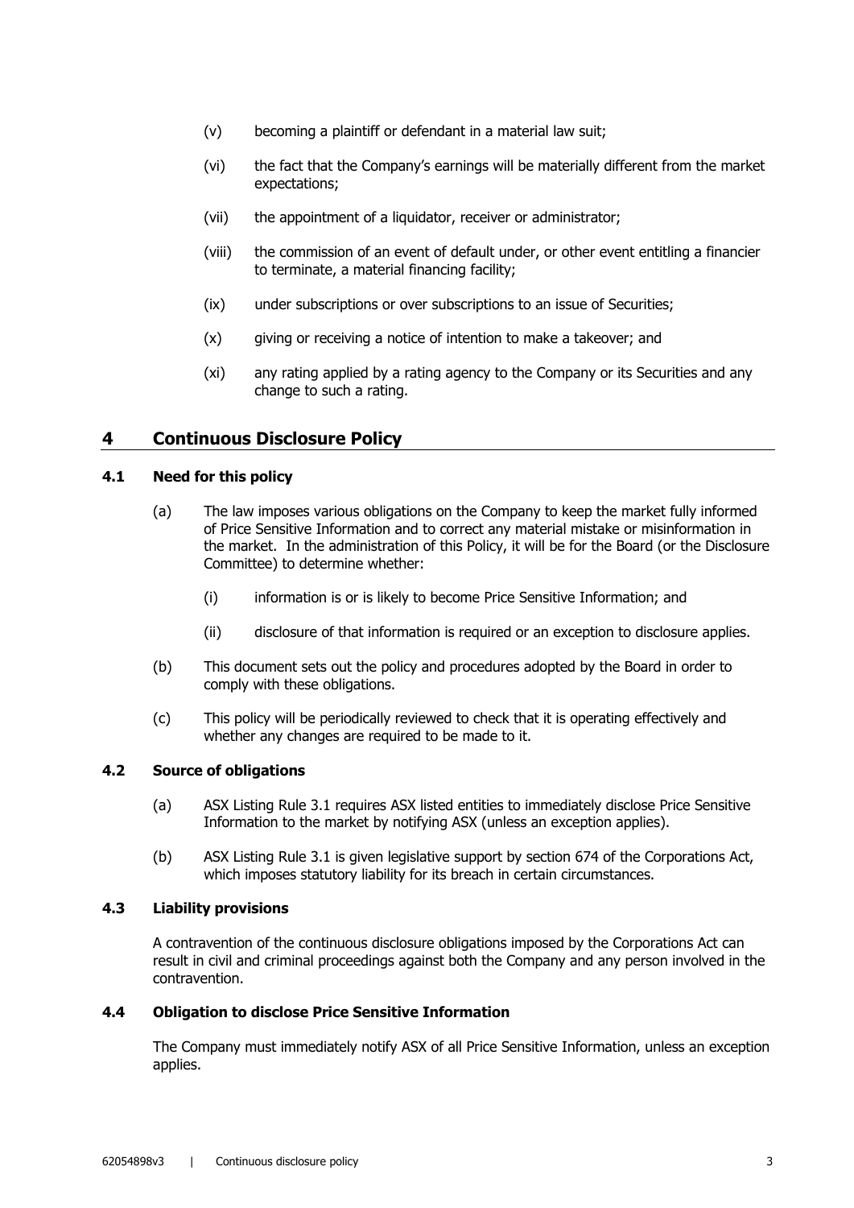(v) becoming a plaintiff or defendant in a material law suit;

(vi) the fact that the Company's earnings will be materially different from the market expectations;

(vii) the appointment of a liquidator, receiver or administrator;

(viii) the commission of an event of default under, or other event entitling a financier to terminate, a material financing facility;

(ix) under subscriptions or over subscriptions to an issue of Securities;

(x) giving or receiving a notice of intention to make a takeover; and

(xi) any rating applied by a rating agency to the Company or its Securities and any change to such a rating.

## 4 Continuous Disclosure Policy

### 4.1 Need for this policy

(a) The law imposes various obligations on the Company to keep the market fully informed of Price Sensitive Information and to correct any material mistake or misinformation in the market. In the administration of this Policy, it will be for the Board (or the Disclosure Committee) to determine whether:

(i) information is or is likely to become Price Sensitive Information; and

(ii) disclosure of that information is required or an exception to disclosure applies.

(b) This document sets out the policy and procedures adopted by the Board in order to comply with these obligations.

(c) This policy will be periodically reviewed to check that it is operating effectively and whether any changes are required to be made to it.

### 4.2 Source of obligations

(a) ASX Listing Rule 3.1 requires ASX listed entities to immediately disclose Price Sensitive Information to the market by notifying ASX (unless an exception applies).

(b) ASX Listing Rule 3.1 is given legislative support by section 674 of the Corporations Act, which imposes statutory liability for its breach in certain circumstances.

### 4.3 Liability provisions

A contravention of the continuous disclosure obligations imposed by the Corporations Act can result in civil and criminal proceedings against both the Company and any person involved in the contravention.

### 4.4 Obligation to disclose Price Sensitive Information

The Company must immediately notify ASX of all Price Sensitive Information, unless an exception applies.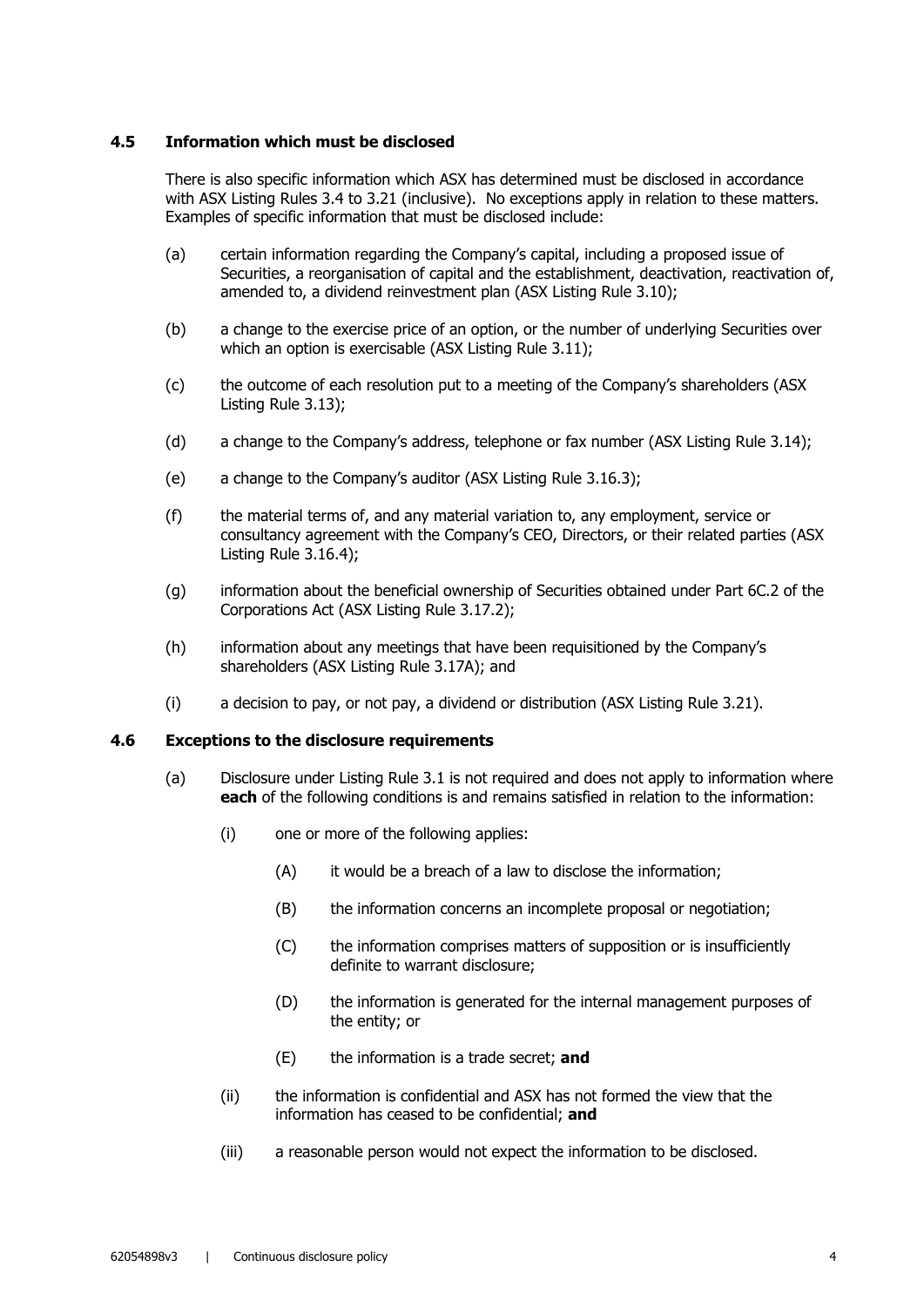### 4.5 Information which must be disclosed

There is also specific information which ASX has determined must be disclosed in accordance with ASX Listing Rules 3.4 to 3.21 (inclusive). No exceptions apply in relation to these matters. Examples of specific information that must be disclosed include:

(a) certain information regarding the Company's capital, including a proposed issue of Securities, a reorganisation of capital and the establishment, deactivation, reactivation of, amended to, a dividend reinvestment plan (ASX Listing Rule 3.10);

(b) a change to the exercise price of an option, or the number of underlying Securities over which an option is exercisable (ASX Listing Rule 3.11);

(c) the outcome of each resolution put to a meeting of the Company's shareholders (ASX Listing Rule 3.13);

(d) a change to the Company's address, telephone or fax number (ASX Listing Rule 3.14);

(e) a change to the Company's auditor (ASX Listing Rule 3.16.3);

(f) the material terms of, and any material variation to, any employment, service or consultancy agreement with the Company's CEO, Directors, or their related parties (ASX Listing Rule 3.16.4);

(g) information about the beneficial ownership of Securities obtained under Part 6C.2 of the Corporations Act (ASX Listing Rule 3.17.2);

(h) information about any meetings that have been requisitioned by the Company's shareholders (ASX Listing Rule 3.17A); and

(i) a decision to pay, or not pay, a dividend or distribution (ASX Listing Rule 3.21).

### 4.6 Exceptions to the disclosure requirements

(a) Disclosure under Listing Rule 3.1 is not required and does not apply to information where **each** of the following conditions is and remains satisfied in relation to the information:

(i) one or more of the following applies:

(A) it would be a breach of a law to disclose the information;

(B) the information concerns an incomplete proposal or negotiation;

(C) the information comprises matters of supposition or is insufficiently definite to warrant disclosure;

(D) the information is generated for the internal management purposes of the entity; or

(E) the information is a trade secret; **and**

(ii) the information is confidential and ASX has not formed the view that the information has ceased to be confidential; **and**

(iii) a reasonable person would not expect the information to be disclosed.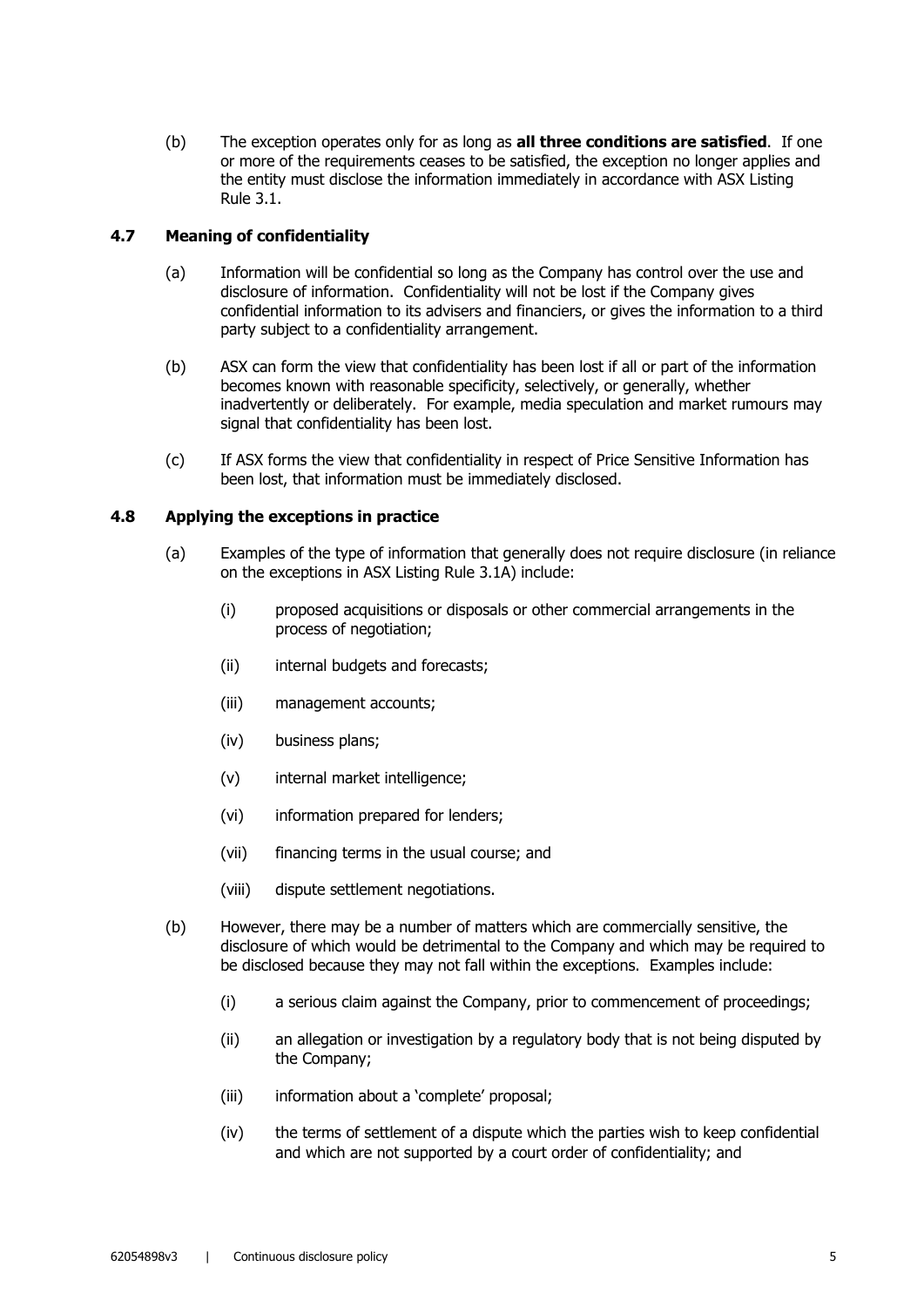(b) The exception operates only for as long as **all three conditions are satisfied**. If one or more of the requirements ceases to be satisfied, the exception no longer applies and the entity must disclose the information immediately in accordance with ASX Listing Rule 3.1.

### 4.7 Meaning of confidentiality

(a) Information will be confidential so long as the Company has control over the use and disclosure of information. Confidentiality will not be lost if the Company gives confidential information to its advisers and financiers, or gives the information to a third party subject to a confidentiality arrangement.

(b) ASX can form the view that confidentiality has been lost if all or part of the information becomes known with reasonable specificity, selectively, or generally, whether inadvertently or deliberately. For example, media speculation and market rumours may signal that confidentiality has been lost.

(c) If ASX forms the view that confidentiality in respect of Price Sensitive Information has been lost, that information must be immediately disclosed.

### 4.8 Applying the exceptions in practice

(a) Examples of the type of information that generally does not require disclosure (in reliance on the exceptions in ASX Listing Rule 3.1A) include:

  (i) proposed acquisitions or disposals or other commercial arrangements in the process of negotiation;

  (ii) internal budgets and forecasts;

  (iii) management accounts;

  (iv) business plans;

  (v) internal market intelligence;

  (vi) information prepared for lenders;

  (vii) financing terms in the usual course; and

  (viii) dispute settlement negotiations.

(b) However, there may be a number of matters which are commercially sensitive, the disclosure of which would be detrimental to the Company and which may be required to be disclosed because they may not fall within the exceptions. Examples include:

  (i) a serious claim against the Company, prior to commencement of proceedings;

  (ii) an allegation or investigation by a regulatory body that is not being disputed by the Company;

  (iii) information about a 'complete' proposal;

  (iv) the terms of settlement of a dispute which the parties wish to keep confidential and which are not supported by a court order of confidentiality; and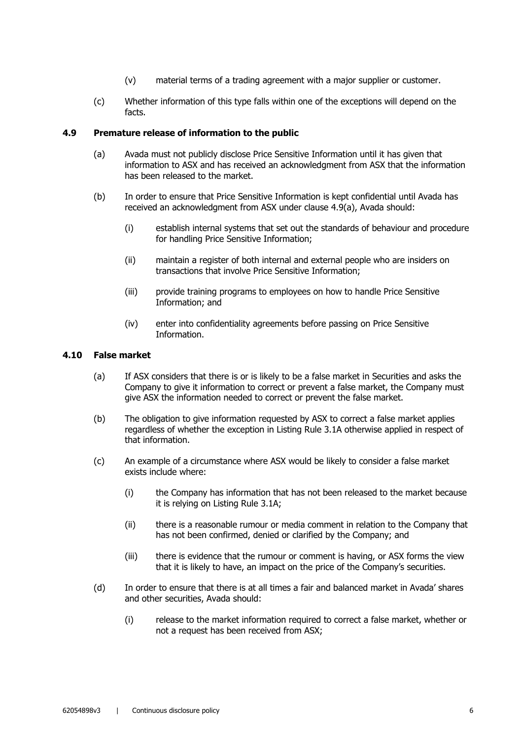(v) material terms of a trading agreement with a major supplier or customer.

(c) Whether information of this type falls within one of the exceptions will depend on the facts.

### 4.9 Premature release of information to the public

(a) Avada must not publicly disclose Price Sensitive Information until it has given that information to ASX and has received an acknowledgment from ASX that the information has been released to the market.

(b) In order to ensure that Price Sensitive Information is kept confidential until Avada has received an acknowledgment from ASX under clause 4.9(a), Avada should:

(i) establish internal systems that set out the standards of behaviour and procedure for handling Price Sensitive Information;

(ii) maintain a register of both internal and external people who are insiders on transactions that involve Price Sensitive Information;

(iii) provide training programs to employees on how to handle Price Sensitive Information; and

(iv) enter into confidentiality agreements before passing on Price Sensitive Information.

### 4.10 False market

(a) If ASX considers that there is or is likely to be a false market in Securities and asks the Company to give it information to correct or prevent a false market, the Company must give ASX the information needed to correct or prevent the false market.

(b) The obligation to give information requested by ASX to correct a false market applies regardless of whether the exception in Listing Rule 3.1A otherwise applied in respect of that information.

(c) An example of a circumstance where ASX would be likely to consider a false market exists include where:

(i) the Company has information that has not been released to the market because it is relying on Listing Rule 3.1A;

(ii) there is a reasonable rumour or media comment in relation to the Company that has not been confirmed, denied or clarified by the Company; and

(iii) there is evidence that the rumour or comment is having, or ASX forms the view that it is likely to have, an impact on the price of the Company's securities.

(d) In order to ensure that there is at all times a fair and balanced market in Avada' shares and other securities, Avada should:

(i) release to the market information required to correct a false market, whether or not a request has been received from ASX;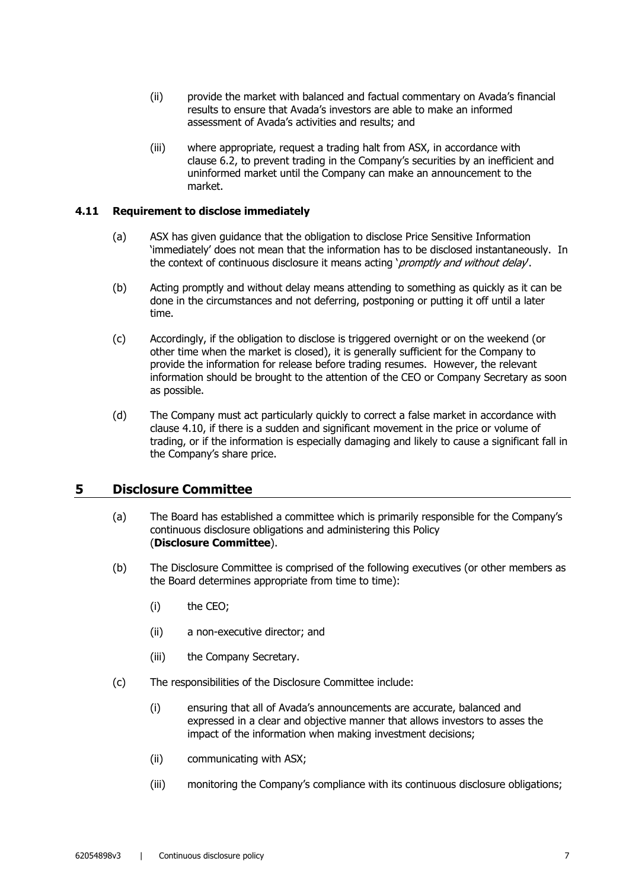(ii) provide the market with balanced and factual commentary on Avada's financial results to ensure that Avada's investors are able to make an informed assessment of Avada's activities and results; and

(iii) where appropriate, request a trading halt from ASX, in accordance with clause 6.2, to prevent trading in the Company's securities by an inefficient and uninformed market until the Company can make an announcement to the market.

### 4.11 Requirement to disclose immediately

(a) ASX has given guidance that the obligation to disclose Price Sensitive Information 'immediately' does not mean that the information has to be disclosed instantaneously. In the context of continuous disclosure it means acting '*promptly and without delay*'.

(b) Acting promptly and without delay means attending to something as quickly as it can be done in the circumstances and not deferring, postponing or putting it off until a later time.

(c) Accordingly, if the obligation to disclose is triggered overnight or on the weekend (or other time when the market is closed), it is generally sufficient for the Company to provide the information for release before trading resumes. However, the relevant information should be brought to the attention of the CEO or Company Secretary as soon as possible.

(d) The Company must act particularly quickly to correct a false market in accordance with clause 4.10, if there is a sudden and significant movement in the price or volume of trading, or if the information is especially damaging and likely to cause a significant fall in the Company's share price.

## 5 Disclosure Committee

(a) The Board has established a committee which is primarily responsible for the Company's continuous disclosure obligations and administering this Policy (**Disclosure Committee**).

(b) The Disclosure Committee is comprised of the following executives (or other members as the Board determines appropriate from time to time):

(i) the CEO;

(ii) a non-executive director; and

(iii) the Company Secretary.

(c) The responsibilities of the Disclosure Committee include:

(i) ensuring that all of Avada's announcements are accurate, balanced and expressed in a clear and objective manner that allows investors to asses the impact of the information when making investment decisions;

(ii) communicating with ASX;

(iii) monitoring the Company's compliance with its continuous disclosure obligations;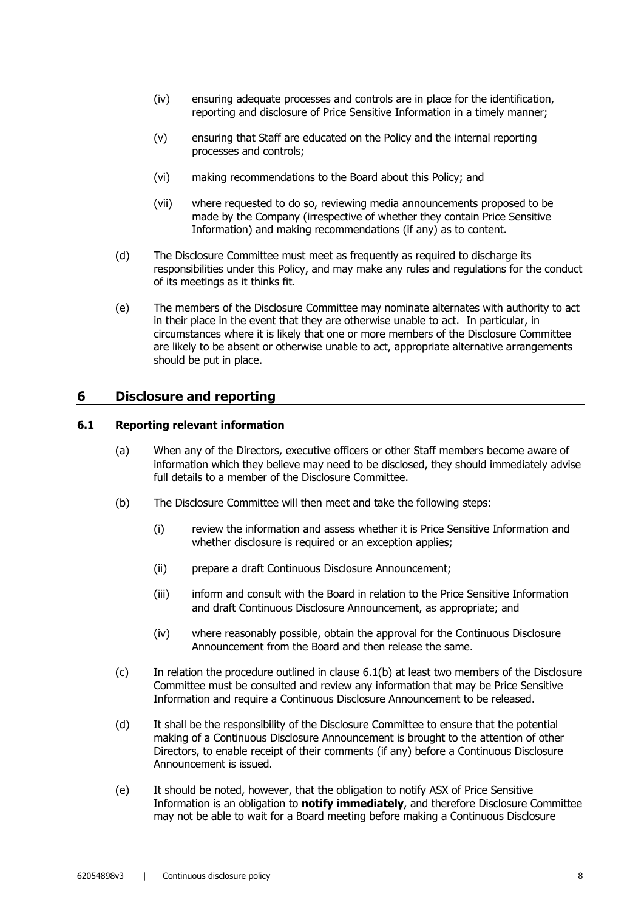(iv) ensuring adequate processes and controls are in place for the identification, reporting and disclosure of Price Sensitive Information in a timely manner;

(v) ensuring that Staff are educated on the Policy and the internal reporting processes and controls;

(vi) making recommendations to the Board about this Policy; and

(vii) where requested to do so, reviewing media announcements proposed to be made by the Company (irrespective of whether they contain Price Sensitive Information) and making recommendations (if any) as to content.

(d) The Disclosure Committee must meet as frequently as required to discharge its responsibilities under this Policy, and may make any rules and regulations for the conduct of its meetings as it thinks fit.

(e) The members of the Disclosure Committee may nominate alternates with authority to act in their place in the event that they are otherwise unable to act. In particular, in circumstances where it is likely that one or more members of the Disclosure Committee are likely to be absent or otherwise unable to act, appropriate alternative arrangements should be put in place.

## 6 Disclosure and reporting

### 6.1 Reporting relevant information

(a) When any of the Directors, executive officers or other Staff members become aware of information which they believe may need to be disclosed, they should immediately advise full details to a member of the Disclosure Committee.

(b) The Disclosure Committee will then meet and take the following steps:

(i) review the information and assess whether it is Price Sensitive Information and whether disclosure is required or an exception applies;

(ii) prepare a draft Continuous Disclosure Announcement;

(iii) inform and consult with the Board in relation to the Price Sensitive Information and draft Continuous Disclosure Announcement, as appropriate; and

(iv) where reasonably possible, obtain the approval for the Continuous Disclosure Announcement from the Board and then release the same.

(c) In relation the procedure outlined in clause 6.1(b) at least two members of the Disclosure Committee must be consulted and review any information that may be Price Sensitive Information and require a Continuous Disclosure Announcement to be released.

(d) It shall be the responsibility of the Disclosure Committee to ensure that the potential making of a Continuous Disclosure Announcement is brought to the attention of other Directors, to enable receipt of their comments (if any) before a Continuous Disclosure Announcement is issued.

(e) It should be noted, however, that the obligation to notify ASX of Price Sensitive Information is an obligation to **notify immediately**, and therefore Disclosure Committee may not be able to wait for a Board meeting before making a Continuous Disclosure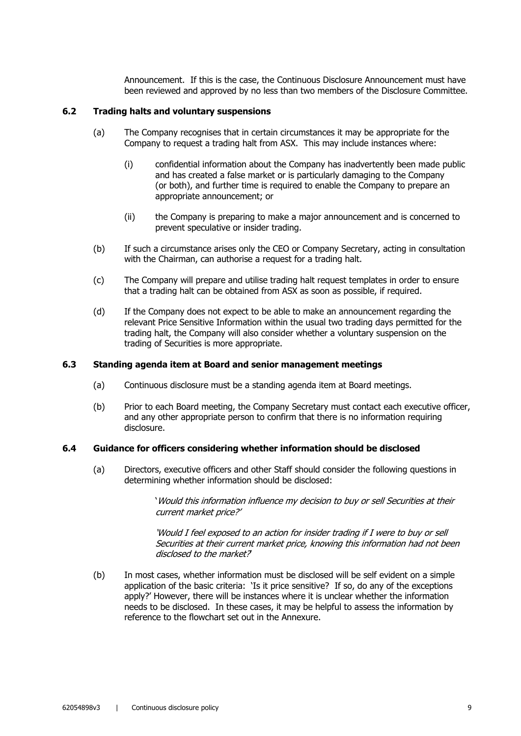Announcement. If this is the case, the Continuous Disclosure Announcement must have been reviewed and approved by no less than two members of the Disclosure Committee.

### 6.2 Trading halts and voluntary suspensions

(a) The Company recognises that in certain circumstances it may be appropriate for the Company to request a trading halt from ASX. This may include instances where:

(i) confidential information about the Company has inadvertently been made public and has created a false market or is particularly damaging to the Company (or both), and further time is required to enable the Company to prepare an appropriate announcement; or

(ii) the Company is preparing to make a major announcement and is concerned to prevent speculative or insider trading.

(b) If such a circumstance arises only the CEO or Company Secretary, acting in consultation with the Chairman, can authorise a request for a trading halt.

(c) The Company will prepare and utilise trading halt request templates in order to ensure that a trading halt can be obtained from ASX as soon as possible, if required.

(d) If the Company does not expect to be able to make an announcement regarding the relevant Price Sensitive Information within the usual two trading days permitted for the trading halt, the Company will also consider whether a voluntary suspension on the trading of Securities is more appropriate.

### 6.3 Standing agenda item at Board and senior management meetings

(a) Continuous disclosure must be a standing agenda item at Board meetings.

(b) Prior to each Board meeting, the Company Secretary must contact each executive officer, and any other appropriate person to confirm that there is no information requiring disclosure.

### 6.4 Guidance for officers considering whether information should be disclosed

(a) Directors, executive officers and other Staff should consider the following questions in determining whether information should be disclosed:

> '*Would this information influence my decision to buy or sell Securities at their current market price?*'
>
> '*Would I feel exposed to an action for insider trading if I were to buy or sell Securities at their current market price, knowing this information had not been disclosed to the market?*'

(b) In most cases, whether information must be disclosed will be self evident on a simple application of the basic criteria: 'Is it price sensitive? If so, do any of the exceptions apply?' However, there will be instances where it is unclear whether the information needs to be disclosed. In these cases, it may be helpful to assess the information by reference to the flowchart set out in the Annexure.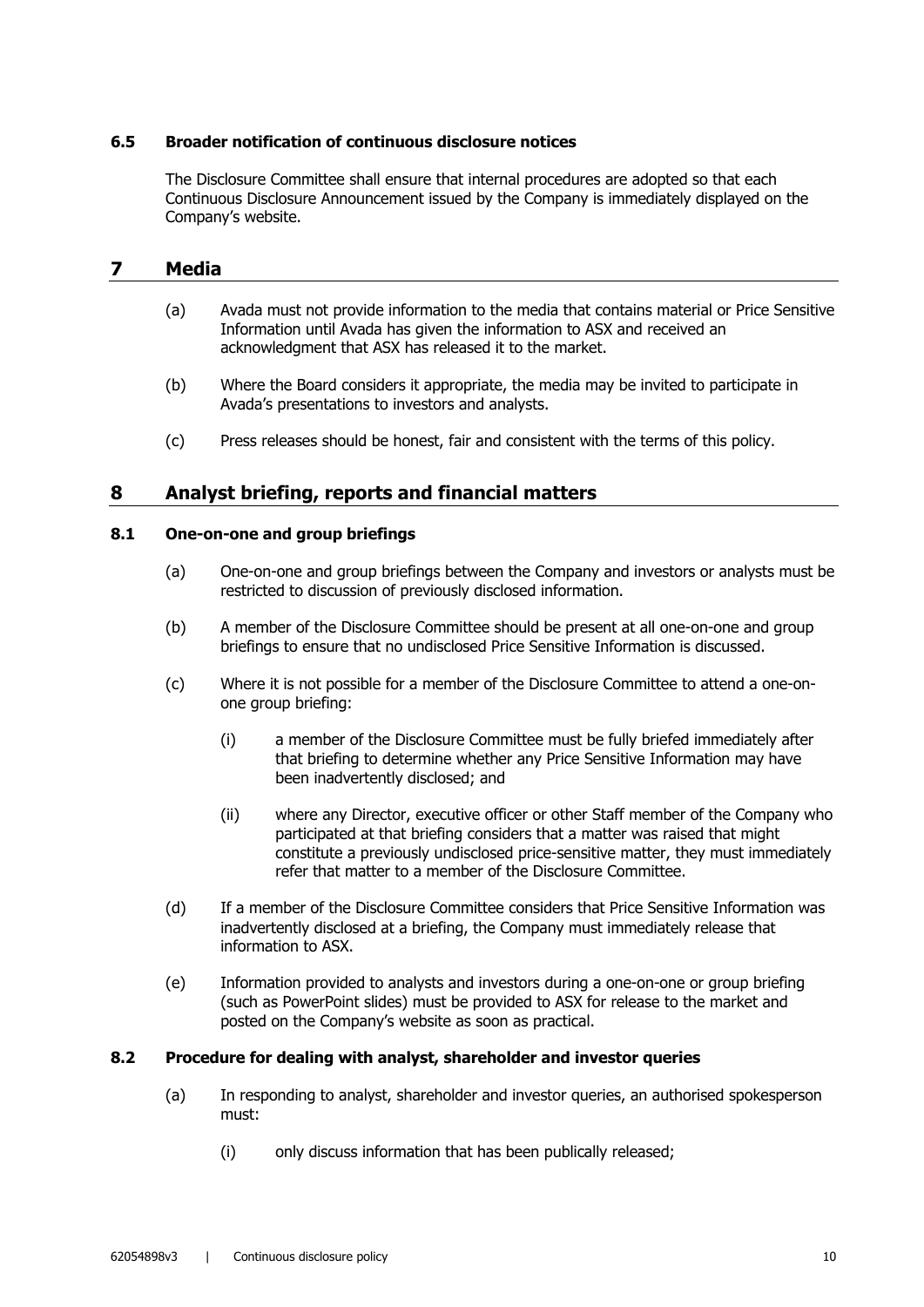### 6.5 Broader notification of continuous disclosure notices

The Disclosure Committee shall ensure that internal procedures are adopted so that each Continuous Disclosure Announcement issued by the Company is immediately displayed on the Company's website.

## 7 Media

(a) Avada must not provide information to the media that contains material or Price Sensitive Information until Avada has given the information to ASX and received an acknowledgment that ASX has released it to the market.

(b) Where the Board considers it appropriate, the media may be invited to participate in Avada's presentations to investors and analysts.

(c) Press releases should be honest, fair and consistent with the terms of this policy.

## 8 Analyst briefing, reports and financial matters

### 8.1 One-on-one and group briefings

(a) One-on-one and group briefings between the Company and investors or analysts must be restricted to discussion of previously disclosed information.

(b) A member of the Disclosure Committee should be present at all one-on-one and group briefings to ensure that no undisclosed Price Sensitive Information is discussed.

(c) Where it is not possible for a member of the Disclosure Committee to attend a one-on-one group briefing:

   (i) a member of the Disclosure Committee must be fully briefed immediately after that briefing to determine whether any Price Sensitive Information may have been inadvertently disclosed; and

   (ii) where any Director, executive officer or other Staff member of the Company who participated at that briefing considers that a matter was raised that might constitute a previously undisclosed price-sensitive matter, they must immediately refer that matter to a member of the Disclosure Committee.

(d) If a member of the Disclosure Committee considers that Price Sensitive Information was inadvertently disclosed at a briefing, the Company must immediately release that information to ASX.

(e) Information provided to analysts and investors during a one-on-one or group briefing (such as PowerPoint slides) must be provided to ASX for release to the market and posted on the Company's website as soon as practical.

### 8.2 Procedure for dealing with analyst, shareholder and investor queries

(a) In responding to analyst, shareholder and investor queries, an authorised spokesperson must:

   (i) only discuss information that has been publically released;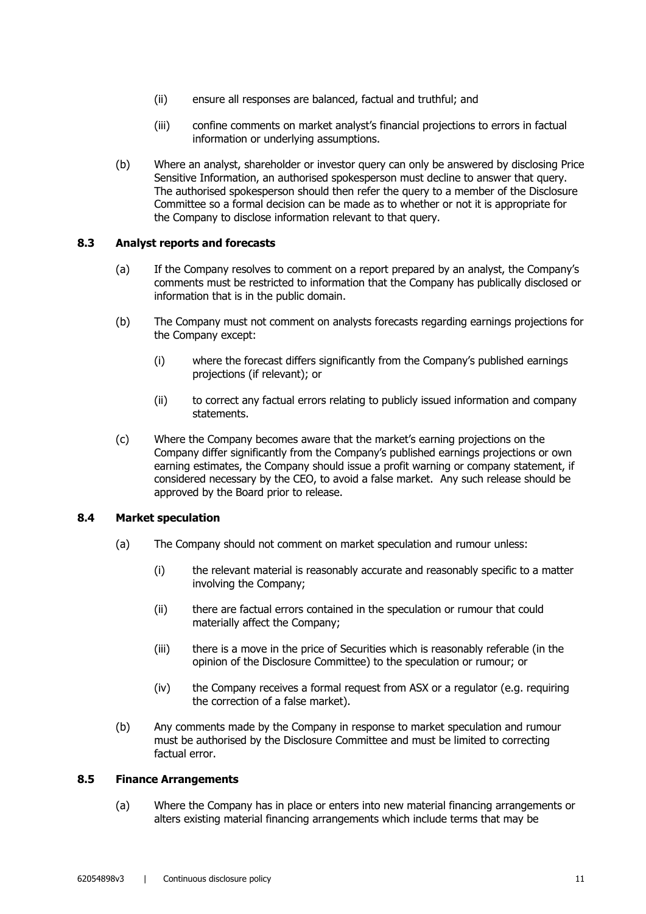(ii) ensure all responses are balanced, factual and truthful; and

(iii) confine comments on market analyst's financial projections to errors in factual information or underlying assumptions.

(b) Where an analyst, shareholder or investor query can only be answered by disclosing Price Sensitive Information, an authorised spokesperson must decline to answer that query. The authorised spokesperson should then refer the query to a member of the Disclosure Committee so a formal decision can be made as to whether or not it is appropriate for the Company to disclose information relevant to that query.

### 8.3 Analyst reports and forecasts

(a) If the Company resolves to comment on a report prepared by an analyst, the Company's comments must be restricted to information that the Company has publically disclosed or information that is in the public domain.

(b) The Company must not comment on analysts forecasts regarding earnings projections for the Company except:

(i) where the forecast differs significantly from the Company's published earnings projections (if relevant); or

(ii) to correct any factual errors relating to publicly issued information and company statements.

(c) Where the Company becomes aware that the market's earning projections on the Company differ significantly from the Company's published earnings projections or own earning estimates, the Company should issue a profit warning or company statement, if considered necessary by the CEO, to avoid a false market. Any such release should be approved by the Board prior to release.

### 8.4 Market speculation

(a) The Company should not comment on market speculation and rumour unless:

(i) the relevant material is reasonably accurate and reasonably specific to a matter involving the Company;

(ii) there are factual errors contained in the speculation or rumour that could materially affect the Company;

(iii) there is a move in the price of Securities which is reasonably referable (in the opinion of the Disclosure Committee) to the speculation or rumour; or

(iv) the Company receives a formal request from ASX or a regulator (e.g. requiring the correction of a false market).

(b) Any comments made by the Company in response to market speculation and rumour must be authorised by the Disclosure Committee and must be limited to correcting factual error.

### 8.5 Finance Arrangements

(a) Where the Company has in place or enters into new material financing arrangements or alters existing material financing arrangements which include terms that may be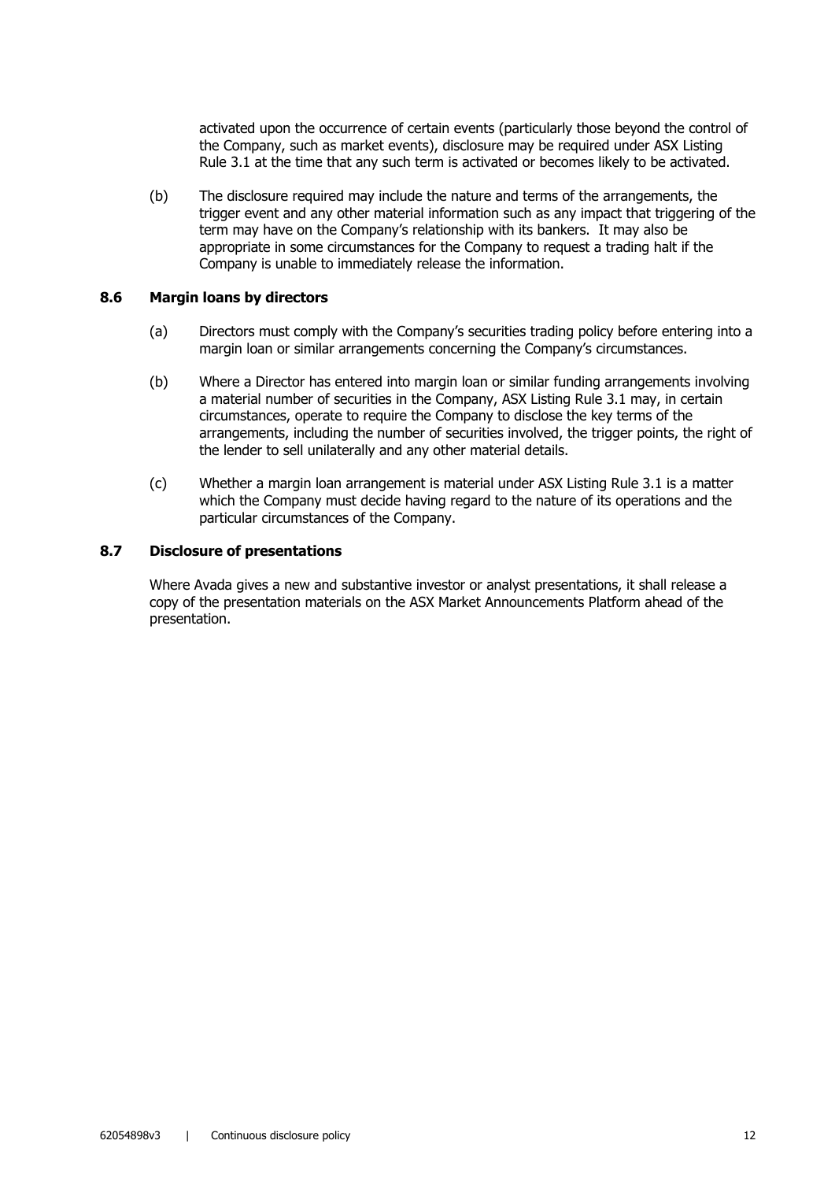activated upon the occurrence of certain events (particularly those beyond the control of the Company, such as market events), disclosure may be required under ASX Listing Rule 3.1 at the time that any such term is activated or becomes likely to be activated.

(b) The disclosure required may include the nature and terms of the arrangements, the trigger event and any other material information such as any impact that triggering of the term may have on the Company's relationship with its bankers. It may also be appropriate in some circumstances for the Company to request a trading halt if the Company is unable to immediately release the information.

### 8.6 Margin loans by directors

(a) Directors must comply with the Company's securities trading policy before entering into a margin loan or similar arrangements concerning the Company's circumstances.

(b) Where a Director has entered into margin loan or similar funding arrangements involving a material number of securities in the Company, ASX Listing Rule 3.1 may, in certain circumstances, operate to require the Company to disclose the key terms of the arrangements, including the number of securities involved, the trigger points, the right of the lender to sell unilaterally and any other material details.

(c) Whether a margin loan arrangement is material under ASX Listing Rule 3.1 is a matter which the Company must decide having regard to the nature of its operations and the particular circumstances of the Company.

### 8.7 Disclosure of presentations

Where Avada gives a new and substantive investor or analyst presentations, it shall release a copy of the presentation materials on the ASX Market Announcements Platform ahead of the presentation.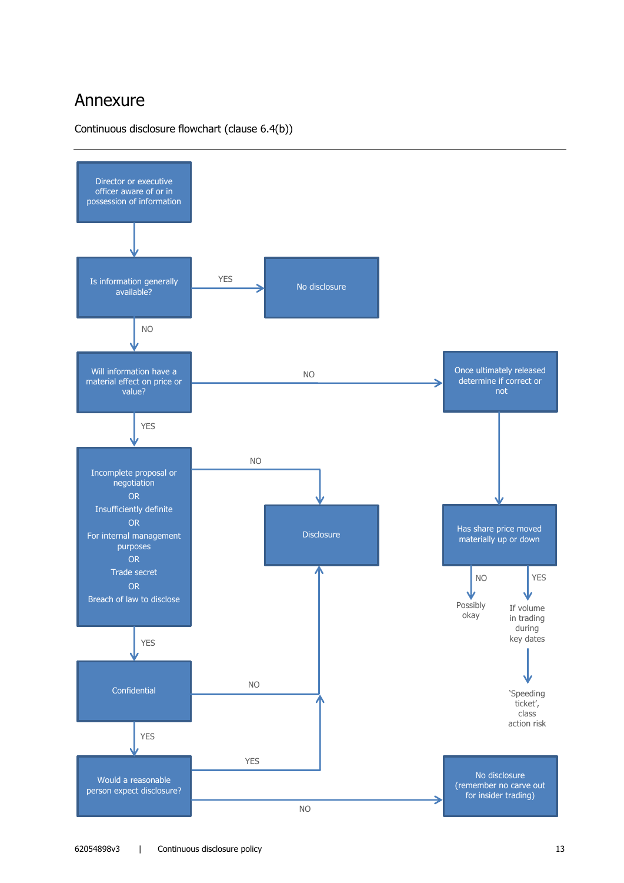# Annexure

Continuous disclosure flowchart (clause 6.4(b))

Director or executive officer aware of or in possession of information

Is information generally available?

YES

No disclosure

NO

Will information have a material effect on price or value?

NO

Once ultimately released determine if correct or not

YES

Incomplete proposal or negotiation
OR
Insufficiently definite
OR
For internal management purposes
OR
Trade secret
OR
Breach of law to disclose

NO

Disclosure

Has share price moved materially up or down

NO

Possibly okay

YES

If volume in trading during key dates

'Speeding ticket', class action risk

YES

Confidential

NO

YES

Would a reasonable person expect disclosure?

YES

NO

No disclosure (remember no carve out for insider trading)